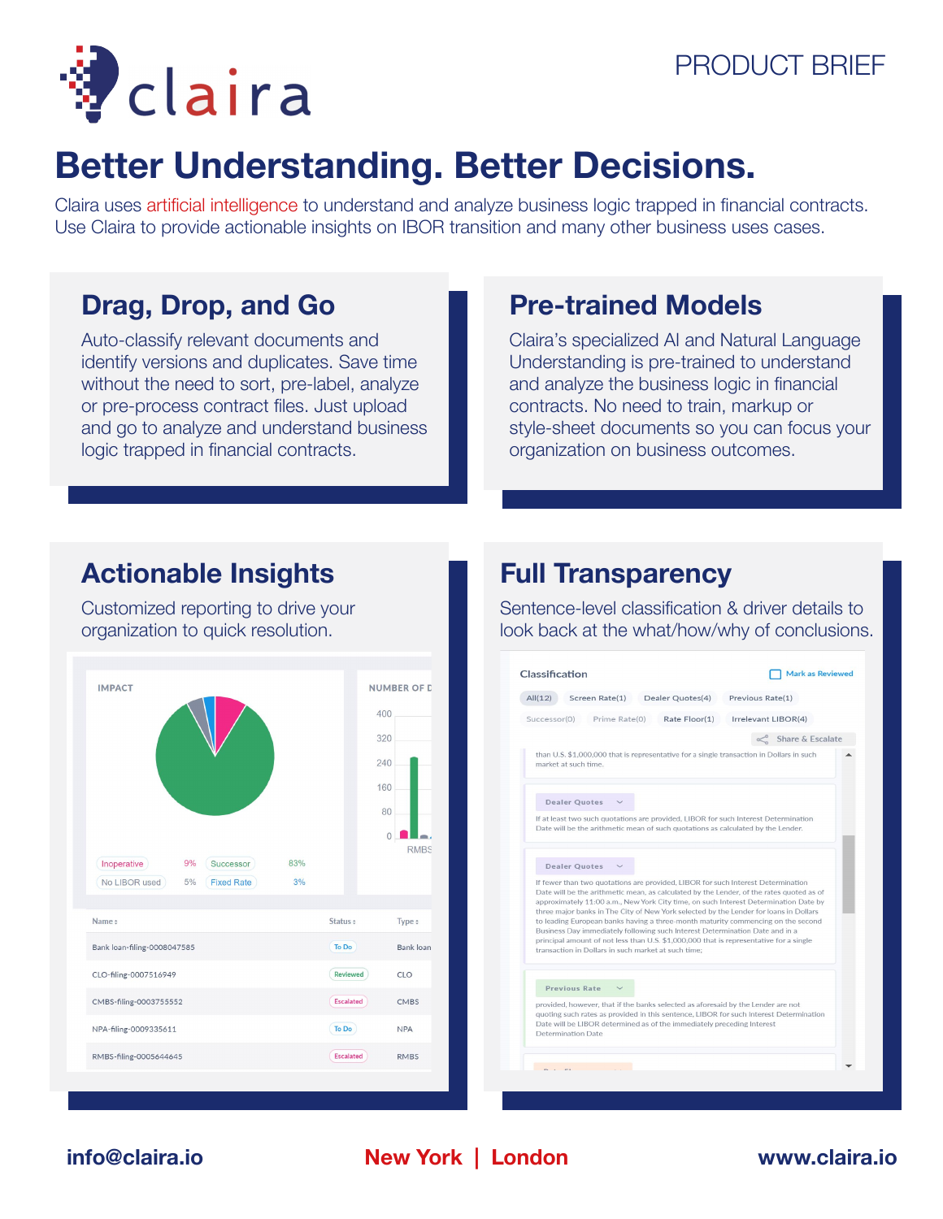claira

PRODUCT BRIEF

# Better Understanding. Better Decisions.

Claira uses artificial intelligence to understand and analyze business logic trapped in financial contracts. Use Claira to provide actionable insights on IBOR transition and many other business uses cases.

## Drag, Drop, and Go

Auto-classify relevant documents and identify versions and duplicates. Save time without the need to sort, pre-label, analyze or pre-process contract files. Just upload and go to analyze and understand business logic trapped in financial contracts.

## Pre-trained Models

Claira's specialized AI and Natural Language Understanding is pre-trained to understand and analyze the business logic in financial contracts. No need to train, markup or style-sheet documents so you can focus your organization on business outcomes.

## Actionable Insights

Customized reporting to drive your organization to quick resolution.

IMPACT

| | | | |
|---|---|---|---|
| Inoperative | 9% | Successor | 83% |
| No LIBOR used | 5% | Fixed Rate | 3% |

NUMBER OF D

400, 320, 240, 160, 80, 0 — RMBS

| Name | Status | Type |
|---|---|---|
| Bank loan-filing-0008047585 | To Do | Bank loan |
| CLO-filing-0007516949 | Reviewed | CLO |
| CMBS-filing-0003755552 | Escalated | CMBS |
| NPA-filing-0009335611 | To Do | NPA |
| RMBS-filing-0005644645 | Escalated | RMBS |

## Full Transparency

Sentence-level classification & driver details to look back at the what/how/why of conclusions.

Classification — Mark as Reviewed

All(12) | Screen Rate(1) | Dealer Quotes(4) | Previous Rate(1) | Successor(0) | Prime Rate(0) | Rate Floor(1) | Irrelevant LIBOR(4)

Share & Escalate

than U.S. $1,000,000 that is representative for a single transaction in Dollars in such market at such time.

**Dealer Quotes**

If at least two such quotations are provided, LIBOR for such Interest Determination Date will be the arithmetic mean of such quotations as calculated by the Lender.

**Dealer Quotes**

If fewer than two quotations are provided, LIBOR for such Interest Determination Date will be the arithmetic mean, as calculated by the Lender, of the rates quoted as of approximately 11:00 a.m., New York City time, on such Interest Determination Date by three major banks in The City of New York selected by the Lender for loans in Dollars to leading European banks having a three-month maturity commencing on the second Business Day immediately following such Interest Determination Date and in a principal amount of not less than U.S. $1,000,000 that is representative for a single transaction in Dollars in such market at such time;

**Previous Rate**

provided, however, that if the banks selected as aforesaid by the Lender are not quoting such rates as provided in this sentence, LIBOR for such Interest Determination Date will be LIBOR determined as of the immediately preceding Interest Determination Date

info@claira.io | New York | London | www.claira.io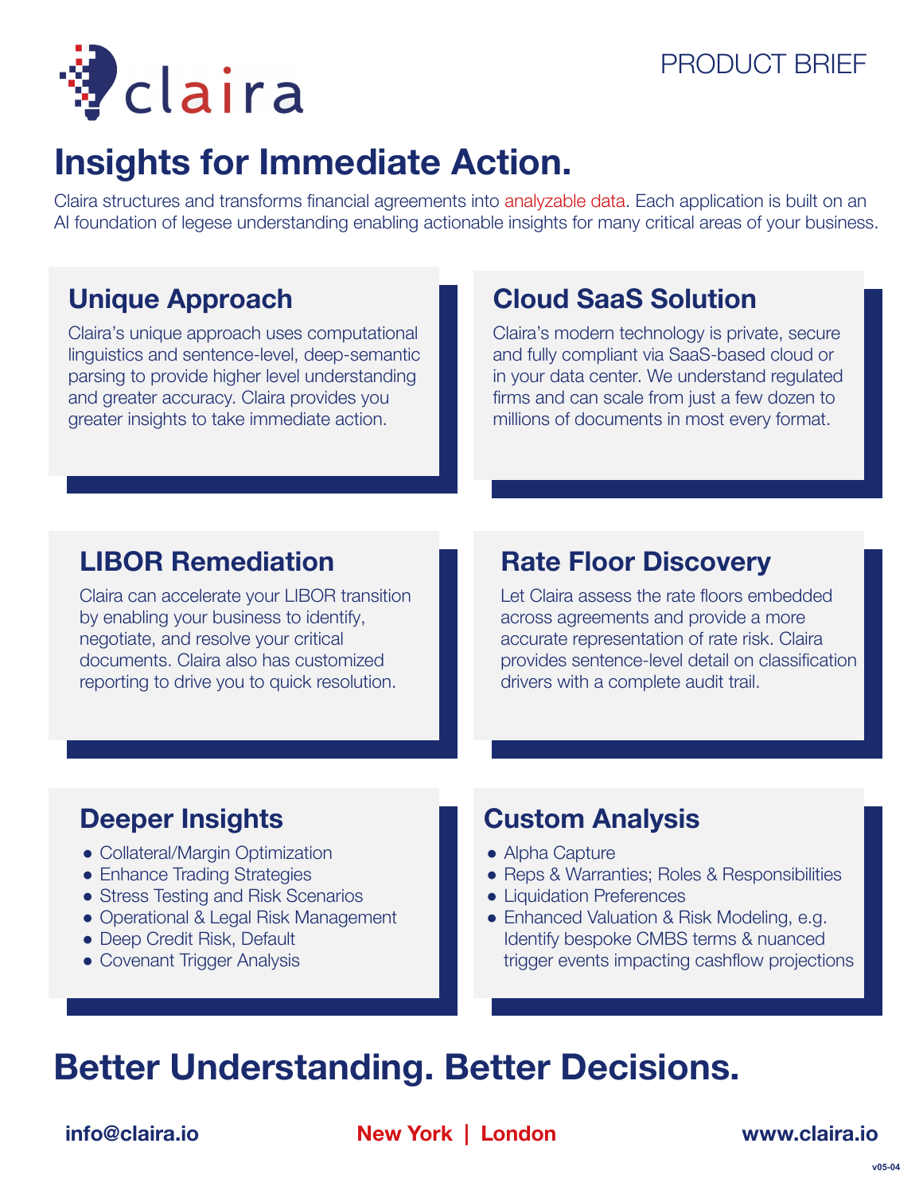claira

PRODUCT BRIEF

# Insights for Immediate Action.

Claira structures and transforms financial agreements into analyzable data. Each application is built on an AI foundation of legese understanding enabling actionable insights for many critical areas of your business.

## Unique Approach

Claira's unique approach uses computational linguistics and sentence-level, deep-semantic parsing to provide higher level understanding and greater accuracy. Claira provides you greater insights to take immediate action.

## Cloud SaaS Solution

Claira's modern technology is private, secure and fully compliant via SaaS-based cloud or in your data center. We understand regulated firms and can scale from just a few dozen to millions of documents in most every format.

## LIBOR Remediation

Claira can accelerate your LIBOR transition by enabling your business to identify, negotiate, and resolve your critical documents. Claira also has customized reporting to drive you to quick resolution.

## Rate Floor Discovery

Let Claira assess the rate floors embedded across agreements and provide a more accurate representation of rate risk. Claira provides sentence-level detail on classification drivers with a complete audit trail.

## Deeper Insights

- Collateral/Margin Optimization
- Enhance Trading Strategies
- Stress Testing and Risk Scenarios
- Operational & Legal Risk Management
- Deep Credit Risk, Default
- Covenant Trigger Analysis

## Custom Analysis

- Alpha Capture
- Reps & Warranties; Roles & Responsibilities
- Liquidation Preferences
- Enhanced Valuation & Risk Modeling, e.g. Identify bespoke CMBS terms & nuanced trigger events impacting cashflow projections

# Better Understanding. Better Decisions.

**info@claira.io** | **New York | London** | **www.claira.io**

v05-04